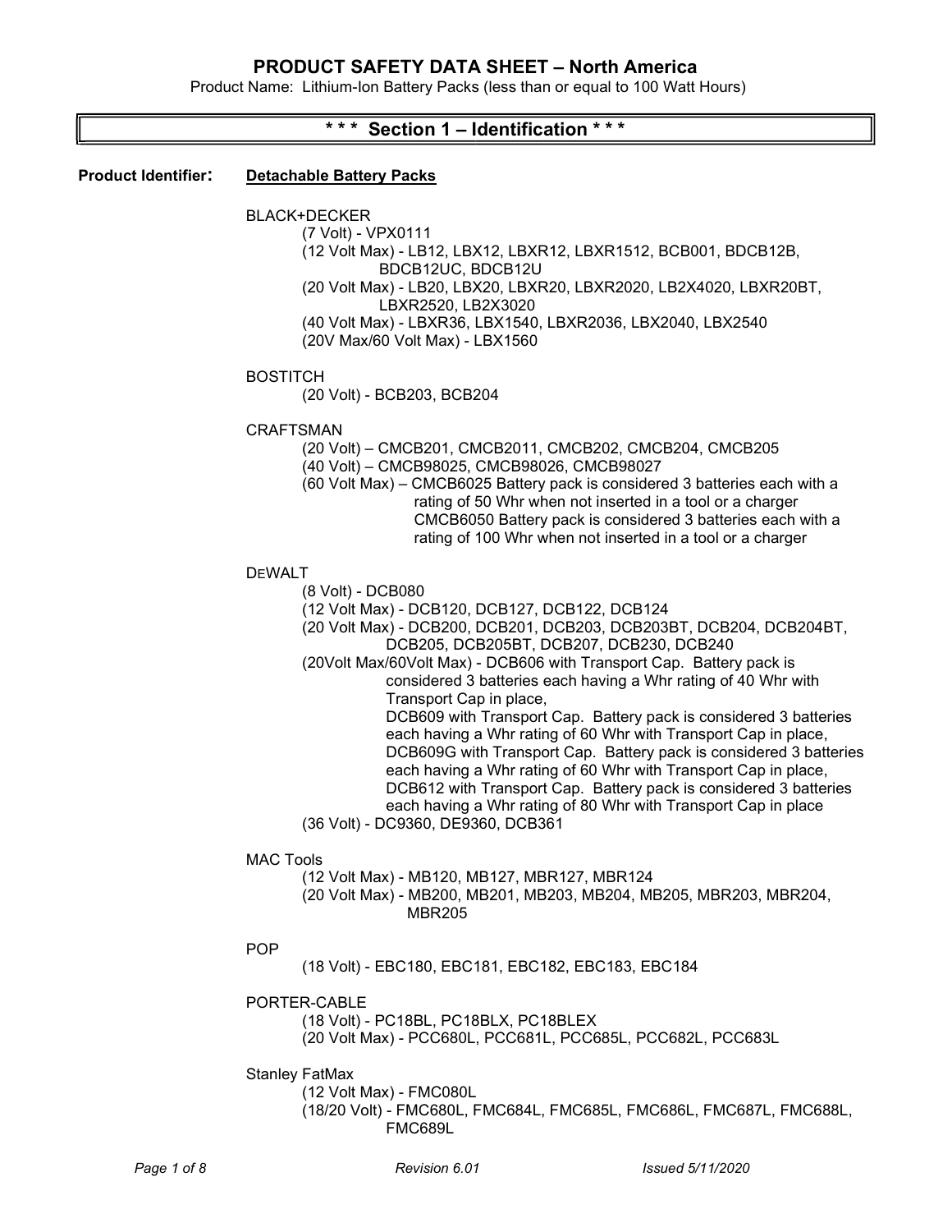# PRODUCT SAFETY DATA SHEET – North America

Product Name: Lithium-Ion Battery Packs (less than or equal to 100 Watt Hours)

## *** Section 1 – Identification ***

**Product Identifier:** **Detachable Battery Packs**

BLACK+DECKER

- (7 Volt) - VPX0111
- (12 Volt Max) - LB12, LBX12, LBXR12, LBXR1512, BCB001, BDCB12B, BDCB12UC, BDCB12U
- (20 Volt Max) - LB20, LBX20, LBXR20, LBXR2020, LB2X4020, LBXR20BT, LBXR2520, LB2X3020
- (40 Volt Max) - LBXR36, LBX1540, LBXR2036, LBX2040, LBX2540
- (20V Max/60 Volt Max) - LBX1560

BOSTITCH

- (20 Volt) - BCB203, BCB204

CRAFTSMAN

- (20 Volt) – CMCB201, CMCB2011, CMCB202, CMCB204, CMCB205
- (40 Volt) – CMCB98025, CMCB98026, CMCB98027
- (60 Volt Max) – CMCB6025 Battery pack is considered 3 batteries each with a rating of 50 Whr when not inserted in a tool or a charger
  CMCB6050 Battery pack is considered 3 batteries each with a rating of 100 Whr when not inserted in a tool or a charger

DEWALT

- (8 Volt) - DCB080
- (12 Volt Max) - DCB120, DCB127, DCB122, DCB124
- (20 Volt Max) - DCB200, DCB201, DCB203, DCB203BT, DCB204, DCB204BT, DCB205, DCB205BT, DCB207, DCB230, DCB240
- (20Volt Max/60Volt Max) - DCB606 with Transport Cap. Battery pack is considered 3 batteries each having a Whr rating of 40 Whr with Transport Cap in place,
  DCB609 with Transport Cap. Battery pack is considered 3 batteries each having a Whr rating of 60 Whr with Transport Cap in place,
  DCB609G with Transport Cap. Battery pack is considered 3 batteries each having a Whr rating of 60 Whr with Transport Cap in place,
  DCB612 with Transport Cap. Battery pack is considered 3 batteries each having a Whr rating of 80 Whr with Transport Cap in place
- (36 Volt) - DC9360, DE9360, DCB361

MAC Tools

- (12 Volt Max) - MB120, MB127, MBR127, MBR124
- (20 Volt Max) - MB200, MB201, MB203, MB204, MB205, MBR203, MBR204, MBR205

POP

- (18 Volt) - EBC180, EBC181, EBC182, EBC183, EBC184

PORTER-CABLE

- (18 Volt) - PC18BL, PC18BLX, PC18BLEX
- (20 Volt Max) - PCC680L, PCC681L, PCC685L, PCC682L, PCC683L

Stanley FatMax

- (12 Volt Max) - FMC080L
- (18/20 Volt) - FMC680L, FMC684L, FMC685L, FMC686L, FMC687L, FMC688L, FMC689L

*Revision 6.01* *Issued 5/11/2020*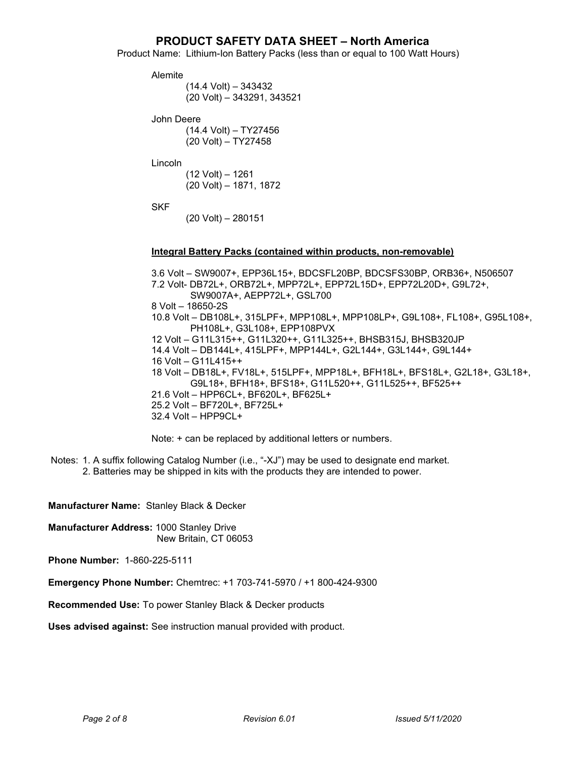# PRODUCT SAFETY DATA SHEET – North America

Product Name: Lithium-Ion Battery Packs (less than or equal to 100 Watt Hours)

Alemite
- (14.4 Volt) – 343432
- (20 Volt) – 343291, 343521

John Deere
- (14.4 Volt) – TY27456
- (20 Volt) – TY27458

Lincoln
- (12 Volt) – 1261
- (20 Volt) – 1871, 1872

SKF
- (20 Volt) – 280151

**Integral Battery Packs (contained within products, non-removable)**

3.6 Volt – SW9007+, EPP36L15+, BDCSFL20BP, BDCSFS30BP, ORB36+, N506507
7.2 Volt- DB72L+, ORB72L+, MPP72L+, EPP72L15D+, EPP72L20D+, G9L72+, SW9007A+, AEPP72L+, GSL700
8 Volt – 18650-2S
10.8 Volt – DB108L+, 315LPF+, MPP108L+, MPP108LP+, G9L108+, FL108+, G95L108+, PH108L+, G3L108+, EPP108PVX
12 Volt – G11L315++, G11L320++, G11L325++, BHSB315J, BHSB320JP
14.4 Volt – DB144L+, 415LPF+, MPP144L+, G2L144+, G3L144+, G9L144+
16 Volt – G11L415++
18 Volt – DB18L+, FV18L+, 515LPF+, MPP18L+, BFH18L+, BFS18L+, G2L18+, G3L18+, G9L18+, BFH18+, BFS18+, G11L520++, G11L525++, BF525++
21.6 Volt – HPP6CL+, BF620L+, BF625L+
25.2 Volt – BF720L+, BF725L+
32.4 Volt – HPP9CL+

Note: + can be replaced by additional letters or numbers.

Notes: 1. A suffix following Catalog Number (i.e., "-XJ") may be used to designate end market.
2. Batteries may be shipped in kits with the products they are intended to power.

**Manufacturer Name:** Stanley Black & Decker

**Manufacturer Address:** 1000 Stanley Drive
New Britain, CT 06053

**Phone Number:** 1-860-225-5111

**Emergency Phone Number:** Chemtrec: +1 703-741-5970 / +1 800-424-9300

**Recommended Use:** To power Stanley Black & Decker products

**Uses advised against:** See instruction manual provided with product.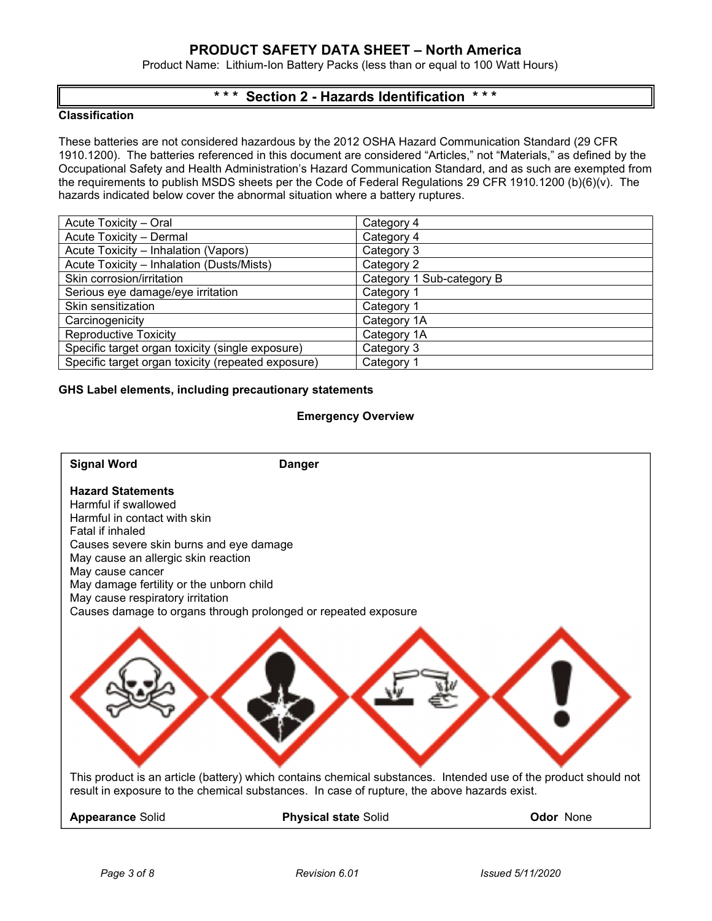# PRODUCT SAFETY DATA SHEET – North America

Product Name: Lithium-Ion Battery Packs (less than or equal to 100 Watt Hours)

## * * * Section 2 - Hazards Identification * * *

**Classification**

These batteries are not considered hazardous by the 2012 OSHA Hazard Communication Standard (29 CFR 1910.1200). The batteries referenced in this document are considered "Articles," not "Materials," as defined by the Occupational Safety and Health Administration's Hazard Communication Standard, and as such are exempted from the requirements to publish MSDS sheets per the Code of Federal Regulations 29 CFR 1910.1200 (b)(6)(v). The hazards indicated below cover the abnormal situation where a battery ruptures.

| | |
|---|---|
| Acute Toxicity – Oral | Category 4 |
| Acute Toxicity – Dermal | Category 4 |
| Acute Toxicity – Inhalation (Vapors) | Category 3 |
| Acute Toxicity – Inhalation (Dusts/Mists) | Category 2 |
| Skin corrosion/irritation | Category 1 Sub-category B |
| Serious eye damage/eye irritation | Category 1 |
| Skin sensitization | Category 1 |
| Carcinogenicity | Category 1A |
| Reproductive Toxicity | Category 1A |
| Specific target organ toxicity (single exposure) | Category 3 |
| Specific target organ toxicity (repeated exposure) | Category 1 |

**GHS Label elements, including precautionary statements**

**Emergency Overview**

**Signal Word** **Danger**

**Hazard Statements**

Harmful if swallowed
Harmful in contact with skin
Fatal if inhaled
Causes severe skin burns and eye damage
May cause an allergic skin reaction
May cause cancer
May damage fertility or the unborn child
May cause respiratory irritation
Causes damage to organs through prolonged or repeated exposure

This product is an article (battery) which contains chemical substances. Intended use of the product should not result in exposure to the chemical substances. In case of rupture, the above hazards exist.

**Appearance** Solid **Physical state** Solid **Odor** None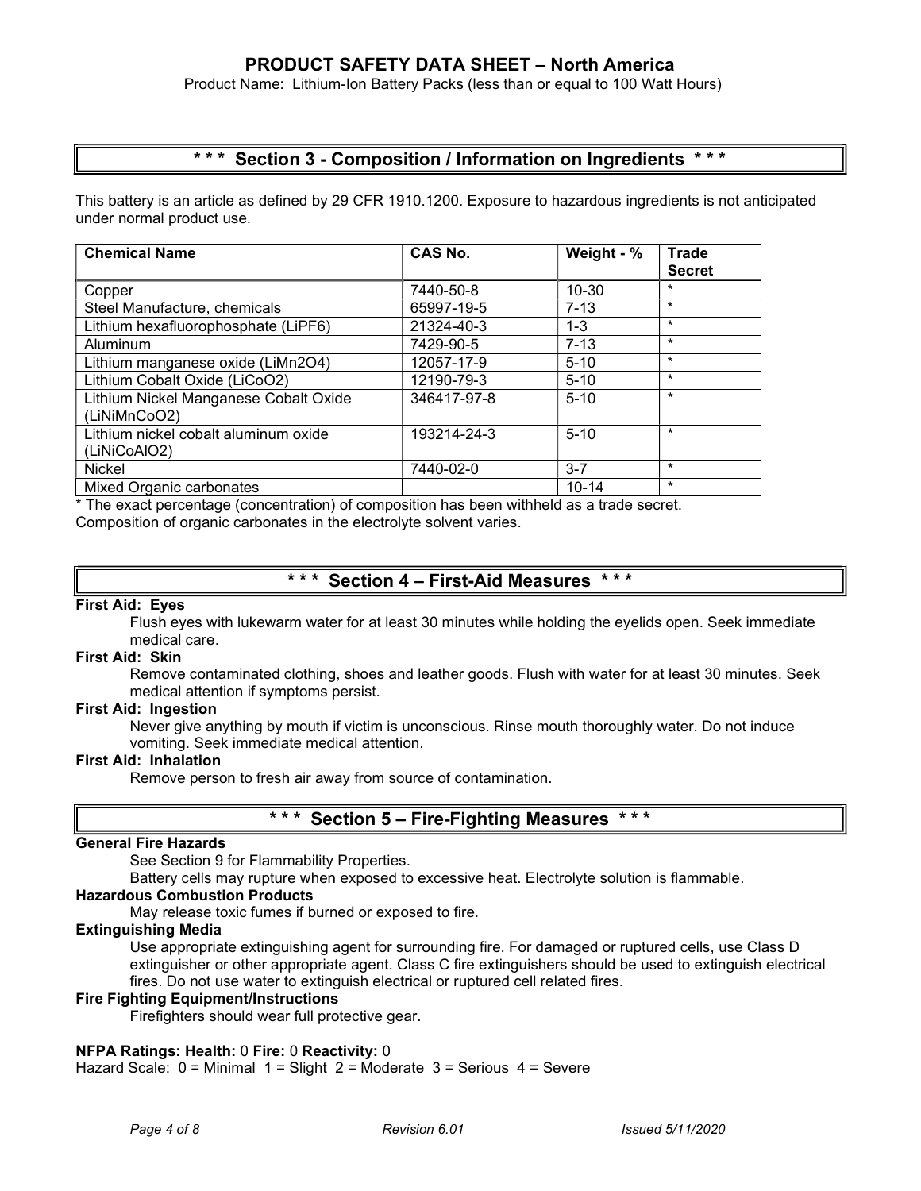# PRODUCT SAFETY DATA SHEET – North America

Product Name: Lithium-Ion Battery Packs (less than or equal to 100 Watt Hours)

## \*\*\* Section 3 - Composition / Information on Ingredients \*\*\*

This battery is an article as defined by 29 CFR 1910.1200. Exposure to hazardous ingredients is not anticipated under normal product use.

| Chemical Name | CAS No. | Weight - % | Trade Secret |
|---|---|---|---|
| Copper | 7440-50-8 | 10-30 | * |
| Steel Manufacture, chemicals | 65997-19-5 | 7-13 | * |
| Lithium hexafluorophosphate (LiPF6) | 21324-40-3 | 1-3 | * |
| Aluminum | 7429-90-5 | 7-13 | * |
| Lithium manganese oxide (LiMn2O4) | 12057-17-9 | 5-10 | * |
| Lithium Cobalt Oxide (LiCoO2) | 12190-79-3 | 5-10 | * |
| Lithium Nickel Manganese Cobalt Oxide (LiNiMnCoO2) | 346417-97-8 | 5-10 | * |
| Lithium nickel cobalt aluminum oxide (LiNiCoAlO2) | 193214-24-3 | 5-10 | * |
| Nickel | 7440-02-0 | 3-7 | * |
| Mixed Organic carbonates | | 10-14 | * |

\* The exact percentage (concentration) of composition has been withheld as a trade secret.
Composition of organic carbonates in the electrolyte solvent varies.

## \*\*\* Section 4 – First-Aid Measures \*\*\*

**First Aid: Eyes**

Flush eyes with lukewarm water for at least 30 minutes while holding the eyelids open. Seek immediate medical care.

**First Aid: Skin**

Remove contaminated clothing, shoes and leather goods. Flush with water for at least 30 minutes. Seek medical attention if symptoms persist.

**First Aid: Ingestion**

Never give anything by mouth if victim is unconscious. Rinse mouth thoroughly water. Do not induce vomiting. Seek immediate medical attention.

**First Aid: Inhalation**

Remove person to fresh air away from source of contamination.

## \*\*\* Section 5 – Fire-Fighting Measures \*\*\*

**General Fire Hazards**

See Section 9 for Flammability Properties.

Battery cells may rupture when exposed to excessive heat. Electrolyte solution is flammable.

**Hazardous Combustion Products**

May release toxic fumes if burned or exposed to fire.

**Extinguishing Media**

Use appropriate extinguishing agent for surrounding fire. For damaged or ruptured cells, use Class D extinguisher or other appropriate agent. Class C fire extinguishers should be used to extinguish electrical fires. Do not use water to extinguish electrical or ruptured cell related fires.

**Fire Fighting Equipment/Instructions**

Firefighters should wear full protective gear.

**NFPA Ratings: Health:** 0 **Fire:** 0 **Reactivity:** 0

Hazard Scale: 0 = Minimal 1 = Slight 2 = Moderate 3 = Serious 4 = Severe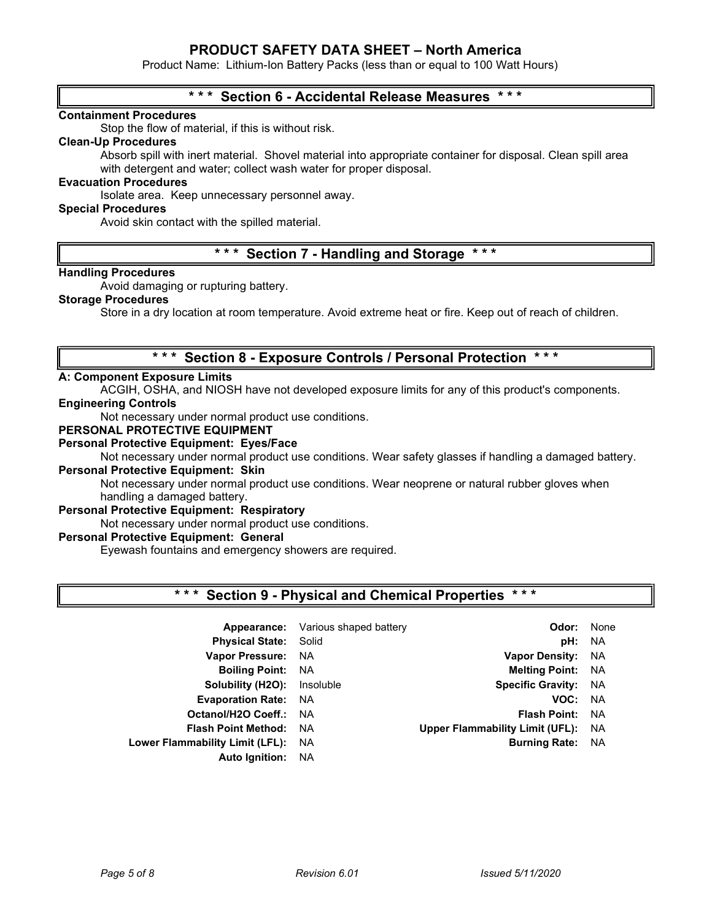## *** Section 6 - Accidental Release Measures ***

**Containment Procedures**

Stop the flow of material, if this is without risk.

**Clean-Up Procedures**

Absorb spill with inert material. Shovel material into appropriate container for disposal. Clean spill area with detergent and water; collect wash water for proper disposal.

**Evacuation Procedures**

Isolate area. Keep unnecessary personnel away.

**Special Procedures**

Avoid skin contact with the spilled material.

## *** Section 7 - Handling and Storage ***

**Handling Procedures**

Avoid damaging or rupturing battery.

**Storage Procedures**

Store in a dry location at room temperature. Avoid extreme heat or fire. Keep out of reach of children.

## *** Section 8 - Exposure Controls / Personal Protection ***

**A: Component Exposure Limits**

ACGIH, OSHA, and NIOSH have not developed exposure limits for any of this product's components.

**Engineering Controls**

Not necessary under normal product use conditions.

**PERSONAL PROTECTIVE EQUIPMENT**

**Personal Protective Equipment: Eyes/Face**

Not necessary under normal product use conditions. Wear safety glasses if handling a damaged battery.

**Personal Protective Equipment: Skin**

Not necessary under normal product use conditions. Wear neoprene or natural rubber gloves when handling a damaged battery.

**Personal Protective Equipment: Respiratory**

Not necessary under normal product use conditions.

**Personal Protective Equipment: General**

Eyewash fountains and emergency showers are required.

## *** Section 9 - Physical and Chemical Properties ***

| Property | Value | Property | Value |
|---|---|---|---|
| **Appearance:** | Various shaped battery | **Odor:** | None |
| **Physical State:** | Solid | **pH:** | NA |
| **Vapor Pressure:** | NA | **Vapor Density:** | NA |
| **Boiling Point:** | NA | **Melting Point:** | NA |
| **Solubility (H2O):** | Insoluble | **Specific Gravity:** | NA |
| **Evaporation Rate:** | NA | **VOC:** | NA |
| **Octanol/H2O Coeff.:** | NA | **Flash Point:** | NA |
| **Flash Point Method:** | NA | **Upper Flammability Limit (UFL):** | NA |
| **Lower Flammability Limit (LFL):** | NA | **Burning Rate:** | NA |
| **Auto Ignition:** | NA | | |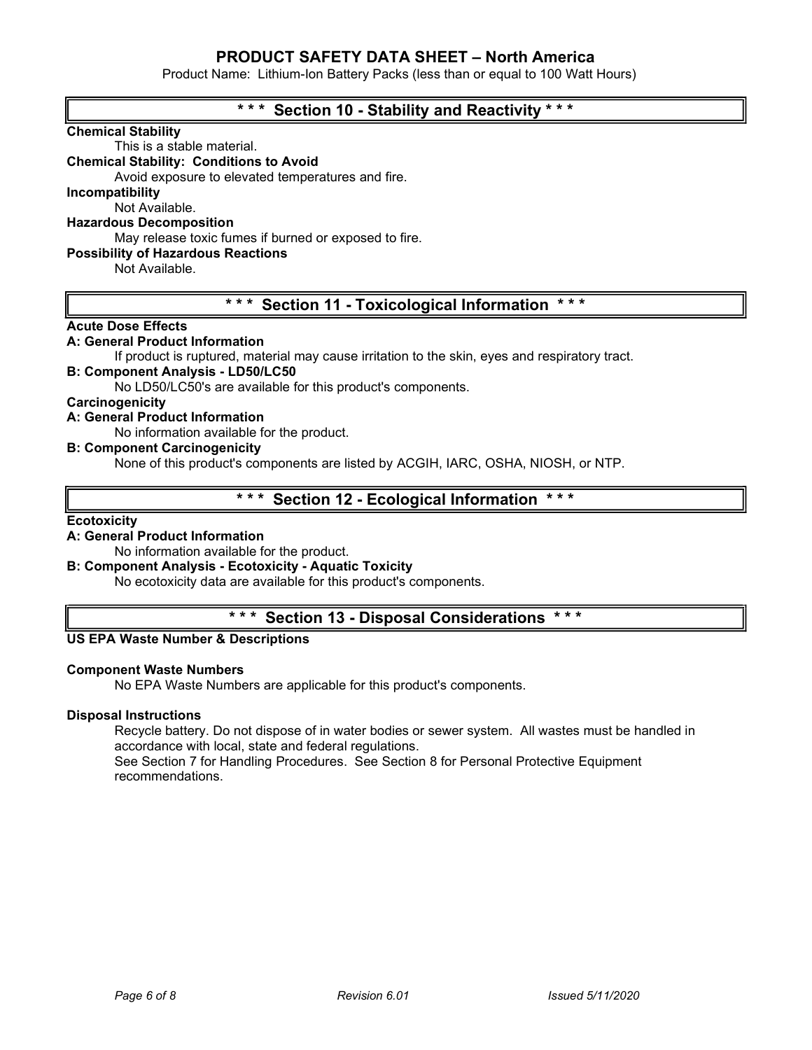## *** Section 10 - Stability and Reactivity ***

**Chemical Stability**

This is a stable material.

**Chemical Stability: Conditions to Avoid**

Avoid exposure to elevated temperatures and fire.

**Incompatibility**

Not Available.

**Hazardous Decomposition**

May release toxic fumes if burned or exposed to fire.

**Possibility of Hazardous Reactions**

Not Available.

## *** Section 11 - Toxicological Information ***

**Acute Dose Effects**

**A: General Product Information**

If product is ruptured, material may cause irritation to the skin, eyes and respiratory tract.

**B: Component Analysis - LD50/LC50**

No LD50/LC50's are available for this product's components.

**Carcinogenicity**

**A: General Product Information**

No information available for the product.

**B: Component Carcinogenicity**

None of this product's components are listed by ACGIH, IARC, OSHA, NIOSH, or NTP.

## *** Section 12 - Ecological Information ***

**Ecotoxicity**

**A: General Product Information**

No information available for the product.

**B: Component Analysis - Ecotoxicity - Aquatic Toxicity**

No ecotoxicity data are available for this product's components.

## *** Section 13 - Disposal Considerations ***

**US EPA Waste Number & Descriptions**

**Component Waste Numbers**

No EPA Waste Numbers are applicable for this product's components.

**Disposal Instructions**

Recycle battery. Do not dispose of in water bodies or sewer system. All wastes must be handled in accordance with local, state and federal regulations.
See Section 7 for Handling Procedures. See Section 8 for Personal Protective Equipment recommendations.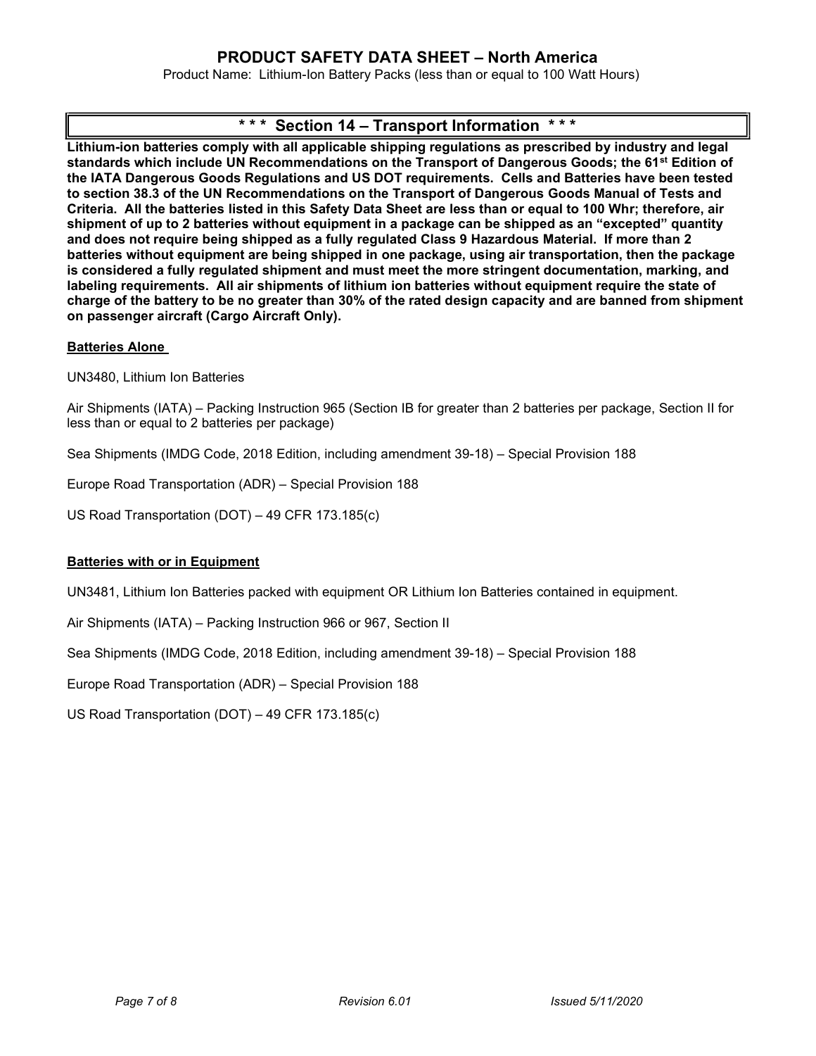## \* \* \* Section 14 – Transport Information \* \* \*

**Lithium-ion batteries comply with all applicable shipping regulations as prescribed by industry and legal standards which include UN Recommendations on the Transport of Dangerous Goods; the 61st Edition of the IATA Dangerous Goods Regulations and US DOT requirements. Cells and Batteries have been tested to section 38.3 of the UN Recommendations on the Transport of Dangerous Goods Manual of Tests and Criteria. All the batteries listed in this Safety Data Sheet are less than or equal to 100 Whr; therefore, air shipment of up to 2 batteries without equipment in a package can be shipped as an "excepted" quantity and does not require being shipped as a fully regulated Class 9 Hazardous Material. If more than 2 batteries without equipment are being shipped in one package, using air transportation, then the package is considered a fully regulated shipment and must meet the more stringent documentation, marking, and labeling requirements. All air shipments of lithium ion batteries without equipment require the state of charge of the battery to be no greater than 30% of the rated design capacity and are banned from shipment on passenger aircraft (Cargo Aircraft Only).**

**Batteries Alone**

UN3480, Lithium Ion Batteries

Air Shipments (IATA) – Packing Instruction 965 (Section IB for greater than 2 batteries per package, Section II for less than or equal to 2 batteries per package)

Sea Shipments (IMDG Code, 2018 Edition, including amendment 39-18) – Special Provision 188

Europe Road Transportation (ADR) – Special Provision 188

US Road Transportation (DOT) – 49 CFR 173.185(c)

**Batteries with or in Equipment**

UN3481, Lithium Ion Batteries packed with equipment OR Lithium Ion Batteries contained in equipment.

Air Shipments (IATA) – Packing Instruction 966 or 967, Section II

Sea Shipments (IMDG Code, 2018 Edition, including amendment 39-18) – Special Provision 188

Europe Road Transportation (ADR) – Special Provision 188

US Road Transportation (DOT) – 49 CFR 173.185(c)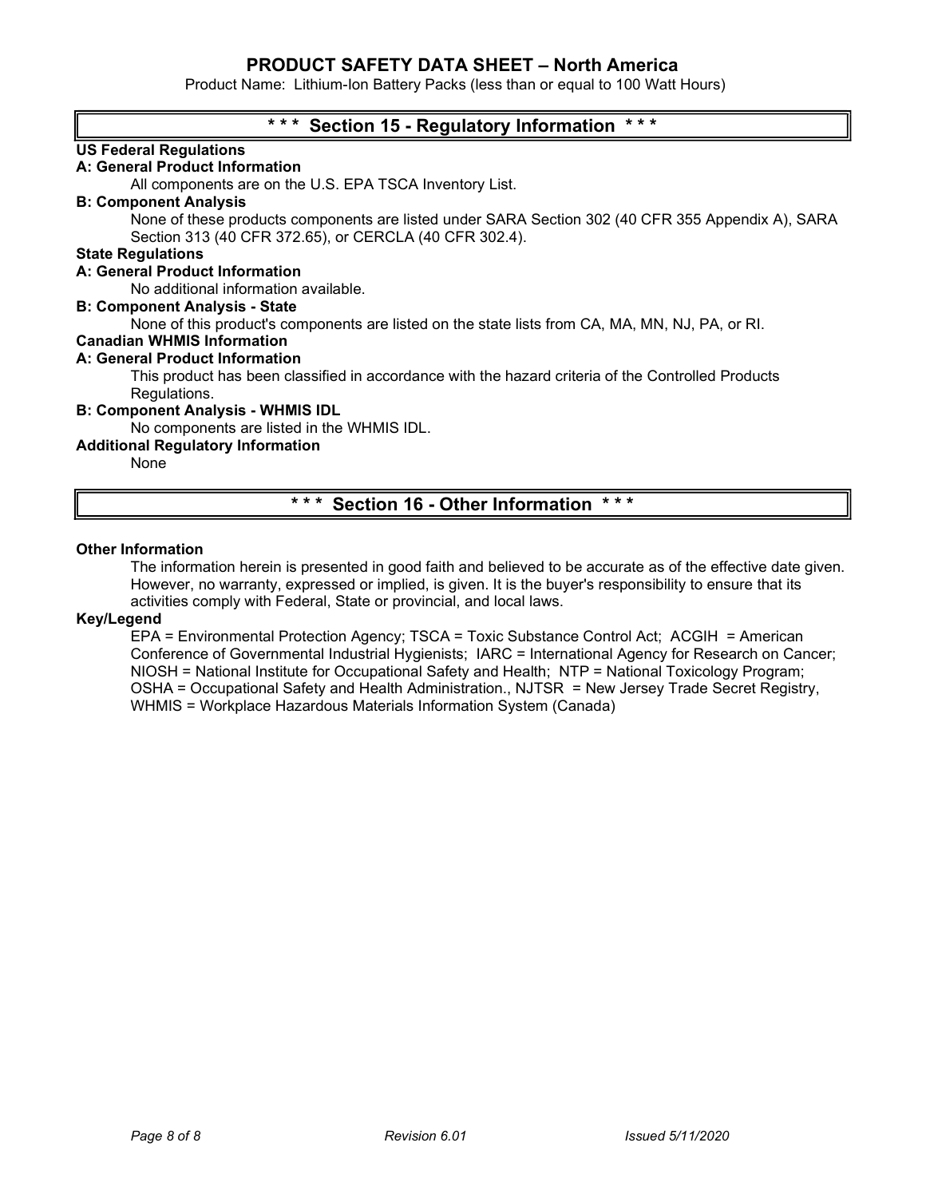## *** Section 15 - Regulatory Information ***

**US Federal Regulations**

**A: General Product Information**

All components are on the U.S. EPA TSCA Inventory List.

**B: Component Analysis**

None of these products components are listed under SARA Section 302 (40 CFR 355 Appendix A), SARA Section 313 (40 CFR 372.65), or CERCLA (40 CFR 302.4).

**State Regulations**

**A: General Product Information**

No additional information available.

**B: Component Analysis - State**

None of this product's components are listed on the state lists from CA, MA, MN, NJ, PA, or RI.

**Canadian WHMIS Information**

**A: General Product Information**

This product has been classified in accordance with the hazard criteria of the Controlled Products Regulations.

**B: Component Analysis - WHMIS IDL**

No components are listed in the WHMIS IDL.

**Additional Regulatory Information**

None

## *** Section 16 - Other Information ***

**Other Information**

The information herein is presented in good faith and believed to be accurate as of the effective date given. However, no warranty, expressed or implied, is given. It is the buyer's responsibility to ensure that its activities comply with Federal, State or provincial, and local laws.

**Key/Legend**

EPA = Environmental Protection Agency; TSCA = Toxic Substance Control Act; ACGIH = American Conference of Governmental Industrial Hygienists; IARC = International Agency for Research on Cancer; NIOSH = National Institute for Occupational Safety and Health; NTP = National Toxicology Program; OSHA = Occupational Safety and Health Administration., NJTSR = New Jersey Trade Secret Registry, WHMIS = Workplace Hazardous Materials Information System (Canada)